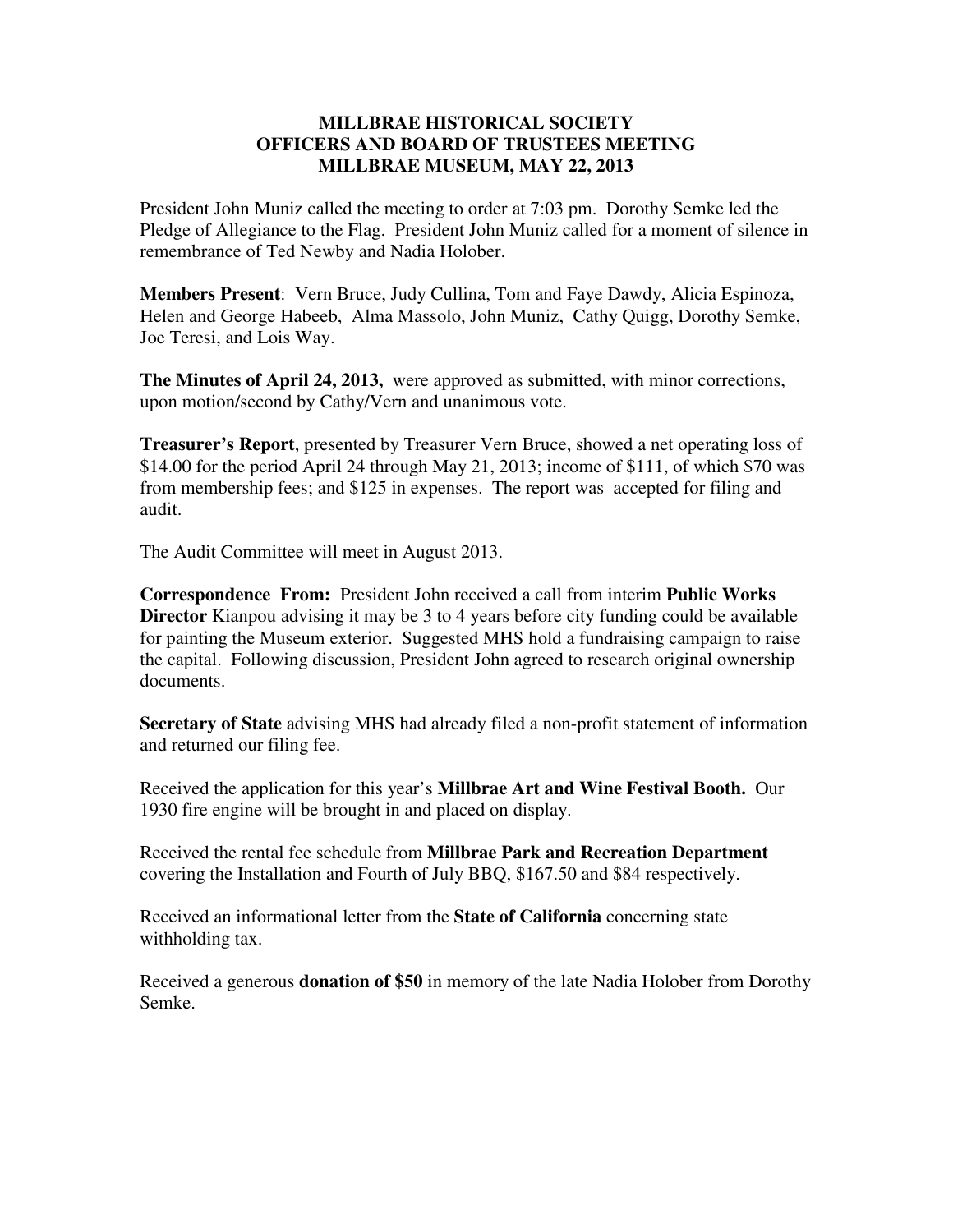# MILLBRAE HISTORICAL SOCIETY
## OFFICERS AND BOARD OF TRUSTEES MEETING
## MILLBRAE MUSEUM, MAY 22, 2013

President John Muniz called the meeting to order at 7:03 pm. Dorothy Semke led the Pledge of Allegiance to the Flag. President John Muniz called for a moment of silence in remembrance of Ted Newby and Nadia Holober.

**Members Present**: Vern Bruce, Judy Cullina, Tom and Faye Dawdy, Alicia Espinoza, Helen and George Habeeb, Alma Massolo, John Muniz, Cathy Quigg, Dorothy Semke, Joe Teresi, and Lois Way.

**The Minutes of April 24, 2013,** were approved as submitted, with minor corrections, upon motion/second by Cathy/Vern and unanimous vote.

**Treasurer's Report**, presented by Treasurer Vern Bruce, showed a net operating loss of $14.00 for the period April 24 through May 21, 2013; income of $111, of which $70 was from membership fees; and $125 in expenses. The report was accepted for filing and audit.

The Audit Committee will meet in August 2013.

**Correspondence From:** President John received a call from interim **Public Works Director** Kianpou advising it may be 3 to 4 years before city funding could be available for painting the Museum exterior. Suggested MHS hold a fundraising campaign to raise the capital. Following discussion, President John agreed to research original ownership documents.

**Secretary of State** advising MHS had already filed a non-profit statement of information and returned our filing fee.

Received the application for this year's **Millbrae Art and Wine Festival Booth.** Our 1930 fire engine will be brought in and placed on display.

Received the rental fee schedule from **Millbrae Park and Recreation Department** covering the Installation and Fourth of July BBQ, $167.50 and $84 respectively.

Received an informational letter from the **State of California** concerning state withholding tax.

Received a generous **donation of $50** in memory of the late Nadia Holober from Dorothy Semke.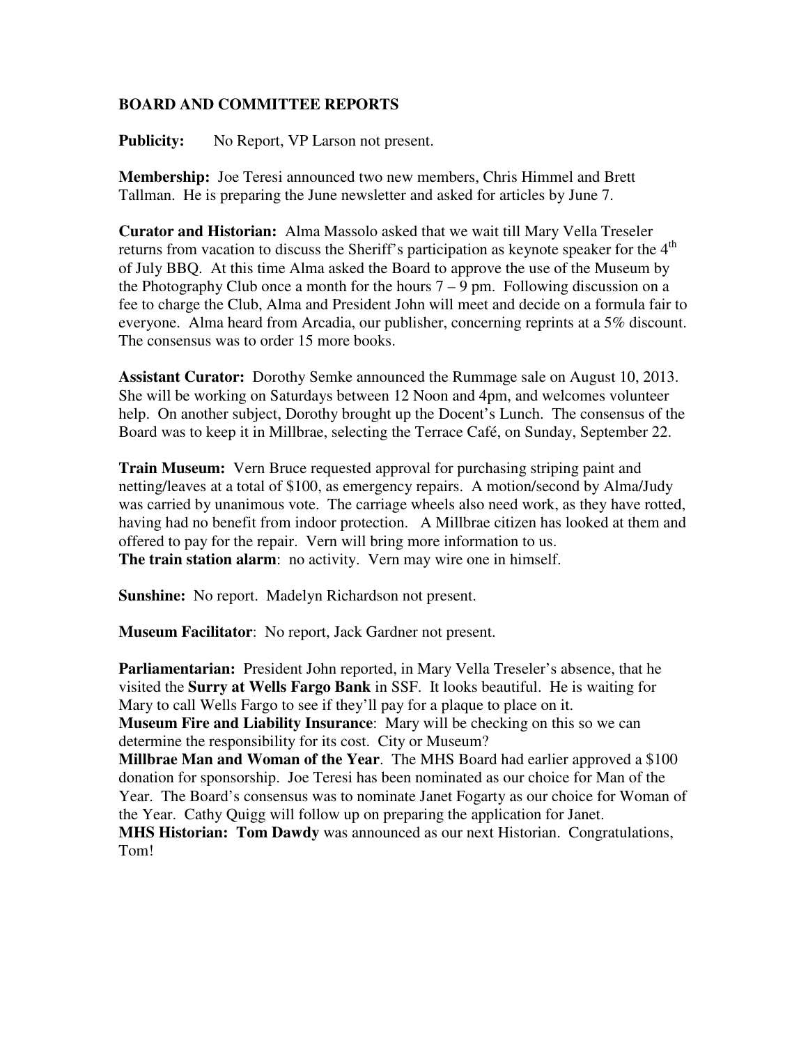## BOARD AND COMMITTEE REPORTS

**Publicity:** No Report, VP Larson not present.

**Membership:** Joe Teresi announced two new members, Chris Himmel and Brett Tallman. He is preparing the June newsletter and asked for articles by June 7.

**Curator and Historian:** Alma Massolo asked that we wait till Mary Vella Treseler returns from vacation to discuss the Sheriff's participation as keynote speaker for the 4th of July BBQ. At this time Alma asked the Board to approve the use of the Museum by the Photography Club once a month for the hours 7 – 9 pm. Following discussion on a fee to charge the Club, Alma and President John will meet and decide on a formula fair to everyone. Alma heard from Arcadia, our publisher, concerning reprints at a 5% discount. The consensus was to order 15 more books.

**Assistant Curator:** Dorothy Semke announced the Rummage sale on August 10, 2013. She will be working on Saturdays between 12 Noon and 4pm, and welcomes volunteer help. On another subject, Dorothy brought up the Docent's Lunch. The consensus of the Board was to keep it in Millbrae, selecting the Terrace Café, on Sunday, September 22.

**Train Museum:** Vern Bruce requested approval for purchasing striping paint and netting/leaves at a total of $100, as emergency repairs. A motion/second by Alma/Judy was carried by unanimous vote. The carriage wheels also need work, as they have rotted, having had no benefit from indoor protection. A Millbrae citizen has looked at them and offered to pay for the repair. Vern will bring more information to us.
**The train station alarm**: no activity. Vern may wire one in himself.

**Sunshine:** No report. Madelyn Richardson not present.

**Museum Facilitator**: No report, Jack Gardner not present.

**Parliamentarian:** President John reported, in Mary Vella Treseler's absence, that he visited the **Surry at Wells Fargo Bank** in SSF. It looks beautiful. He is waiting for Mary to call Wells Fargo to see if they'll pay for a plaque to place on it.
**Museum Fire and Liability Insurance**: Mary will be checking on this so we can determine the responsibility for its cost. City or Museum?
**Millbrae Man and Woman of the Year**. The MHS Board had earlier approved a $100 donation for sponsorship. Joe Teresi has been nominated as our choice for Man of the Year. The Board's consensus was to nominate Janet Fogarty as our choice for Woman of the Year. Cathy Quigg will follow up on preparing the application for Janet.
**MHS Historian: Tom Dawdy** was announced as our next Historian. Congratulations, Tom!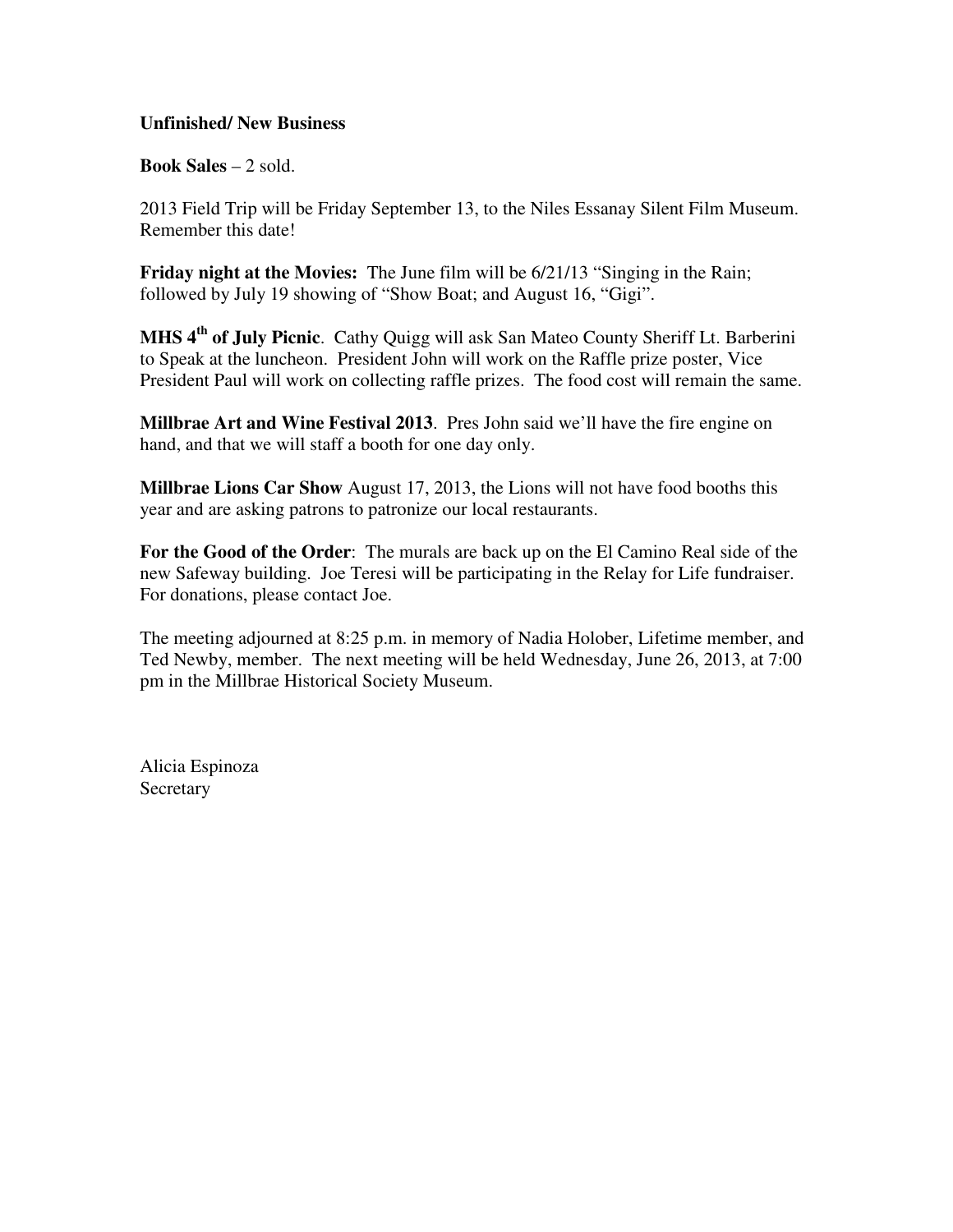**Unfinished/ New Business**

**Book Sales** – 2 sold.

2013 Field Trip will be Friday September 13, to the Niles Essanay Silent Film Museum. Remember this date!

**Friday night at the Movies:** The June film will be 6/21/13 "Singing in the Rain; followed by July 19 showing of "Show Boat; and August 16, "Gigi".

**MHS 4th of July Picnic**. Cathy Quigg will ask San Mateo County Sheriff Lt. Barberini to Speak at the luncheon. President John will work on the Raffle prize poster, Vice President Paul will work on collecting raffle prizes. The food cost will remain the same.

**Millbrae Art and Wine Festival 2013**. Pres John said we'll have the fire engine on hand, and that we will staff a booth for one day only.

**Millbrae Lions Car Show** August 17, 2013, the Lions will not have food booths this year and are asking patrons to patronize our local restaurants.

**For the Good of the Order**: The murals are back up on the El Camino Real side of the new Safeway building. Joe Teresi will be participating in the Relay for Life fundraiser. For donations, please contact Joe.

The meeting adjourned at 8:25 p.m. in memory of Nadia Holober, Lifetime member, and Ted Newby, member. The next meeting will be held Wednesday, June 26, 2013, at 7:00 pm in the Millbrae Historical Society Museum.

Alicia Espinoza
Secretary